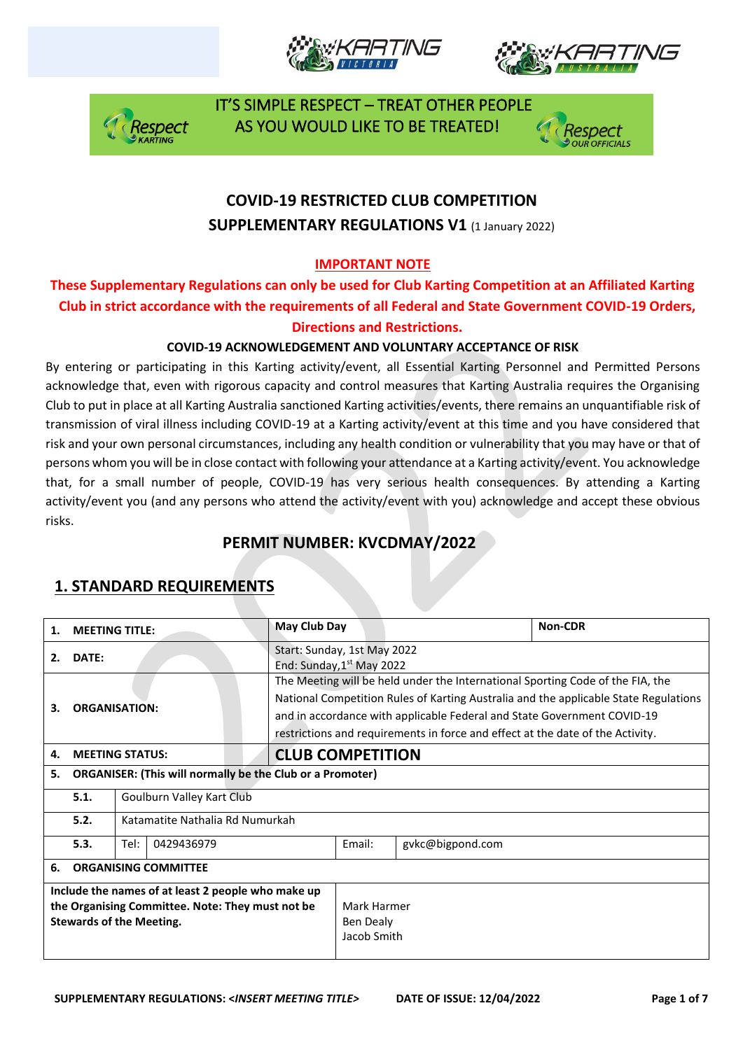IT'S SIMPLE RESPECT – TREAT OTHER PEOPLE AS YOU WOULD LIKE TO BE TREATED!

# COVID-19 RESTRICTED CLUB COMPETITION
## SUPPLEMENTARY REGULATIONS V1 (1 January 2022)

**IMPORTANT NOTE**

**These Supplementary Regulations can only be used for Club Karting Competition at an Affiliated Karting Club in strict accordance with the requirements of all Federal and State Government COVID-19 Orders, Directions and Restrictions.**

**COVID-19 ACKNOWLEDGEMENT AND VOLUNTARY ACCEPTANCE OF RISK**

By entering or participating in this Karting activity/event, all Essential Karting Personnel and Permitted Persons acknowledge that, even with rigorous capacity and control measures that Karting Australia requires the Organising Club to put in place at all Karting Australia sanctioned Karting activities/events, there remains an unquantifiable risk of transmission of viral illness including COVID-19 at a Karting activity/event at this time and you have considered that risk and your own personal circumstances, including any health condition or vulnerability that you may have or that of persons whom you will be in close contact with following your attendance at a Karting activity/event. You acknowledge that, for a small number of people, COVID-19 has very serious health consequences. By attending a Karting activity/event you (and any persons who attend the activity/event with you) acknowledge and accept these obvious risks.

## PERMIT NUMBER: KVCDMAY/2022

## 1. STANDARD REQUIREMENTS

| | | | |
|---|---|---|---|
| **1. MEETING TITLE:** | **May Club Day** | | **Non-CDR** |
| **2. DATE:** | Start: Sunday, 1st May 2022<br>End: Sunday,1st May 2022 | | |
| **3. ORGANISATION:** | The Meeting will be held under the International Sporting Code of the FIA, the National Competition Rules of Karting Australia and the applicable State Regulations and in accordance with applicable Federal and State Government COVID-19 restrictions and requirements in force and effect at the date of the Activity. | | |
| **4. MEETING STATUS:** | **CLUB COMPETITION** | | |
| **5. ORGANISER: (This will normally be the Club or a Promoter)** | | | |
| **5.1.** | Goulburn Valley Kart Club | | |
| **5.2.** | Katamatite Nathalia Rd Numurkah | | |
| **5.3.** | Tel: 0429436979 | Email: | gvkc@bigpond.com |
| **6. ORGANISING COMMITTEE** | | | |
| **Include the names of at least 2 people who make up the Organising Committee. Note: They must not be Stewards of the Meeting.** | Mark Harmer<br>Ben Dealy<br>Jacob Smith | | |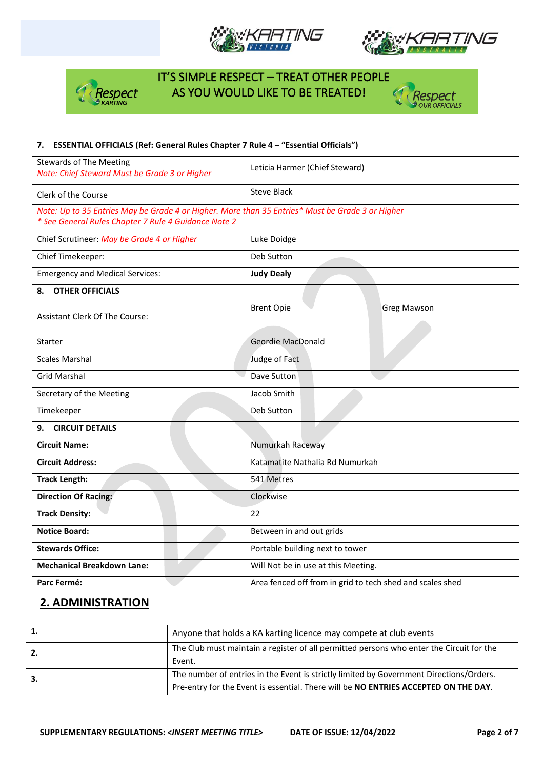IT'S SIMPLE RESPECT – TREAT OTHER PEOPLE AS YOU WOULD LIKE TO BE TREATED!

| 7. ESSENTIAL OFFICIALS (Ref: General Rules Chapter 7 Rule 4 – "Essential Officials") | | |
|---|---|---|
| Stewards of The Meeting<br>*Note: Chief Steward Must be Grade 3 or Higher* | Leticia Harmer (Chief Steward) | |
| Clerk of the Course | Steve Black | |
| *Note: Up to 35 Entries May be Grade 4 or Higher. More than 35 Entries\* Must be Grade 3 or Higher*<br>*\* See General Rules Chapter 7 Rule 4 Guidance Note 2* | | |
| Chief Scrutineer: *May be Grade 4 or Higher* | Luke Doidge | |
| Chief Timekeeper: | Deb Sutton | |
| Emergency and Medical Services: | **Judy Dealy** | |
| **8. OTHER OFFICIALS** | | |
| Assistant Clerk Of The Course: | Brent Opie | Greg Mawson |
| Starter | Geordie MacDonald | |
| Scales Marshal | Judge of Fact | |
| Grid Marshal | Dave Sutton | |
| Secretary of the Meeting | Jacob Smith | |
| Timekeeper | Deb Sutton | |
| **9. CIRCUIT DETAILS** | | |
| **Circuit Name:** | Numurkah Raceway | |
| **Circuit Address:** | Katamatite Nathalia Rd Numurkah | |
| **Track Length:** | 541 Metres | |
| **Direction Of Racing:** | Clockwise | |
| **Track Density:** | 22 | |
| **Notice Board:** | Between in and out grids | |
| **Stewards Office:** | Portable building next to tower | |
| **Mechanical Breakdown Lane:** | Will Not be in use at this Meeting. | |
| **Parc Fermé:** | Area fenced off from in grid to tech shed and scales shed | |

## 2. ADMINISTRATION

| | |
|---|---|
| **1.** | Anyone that holds a KA karting licence may compete at club events |
| **2.** | The Club must maintain a register of all permitted persons who enter the Circuit for the Event. |
| **3.** | The number of entries in the Event is strictly limited by Government Directions/Orders. Pre-entry for the Event is essential. There will be **NO ENTRIES ACCEPTED ON THE DAY**. |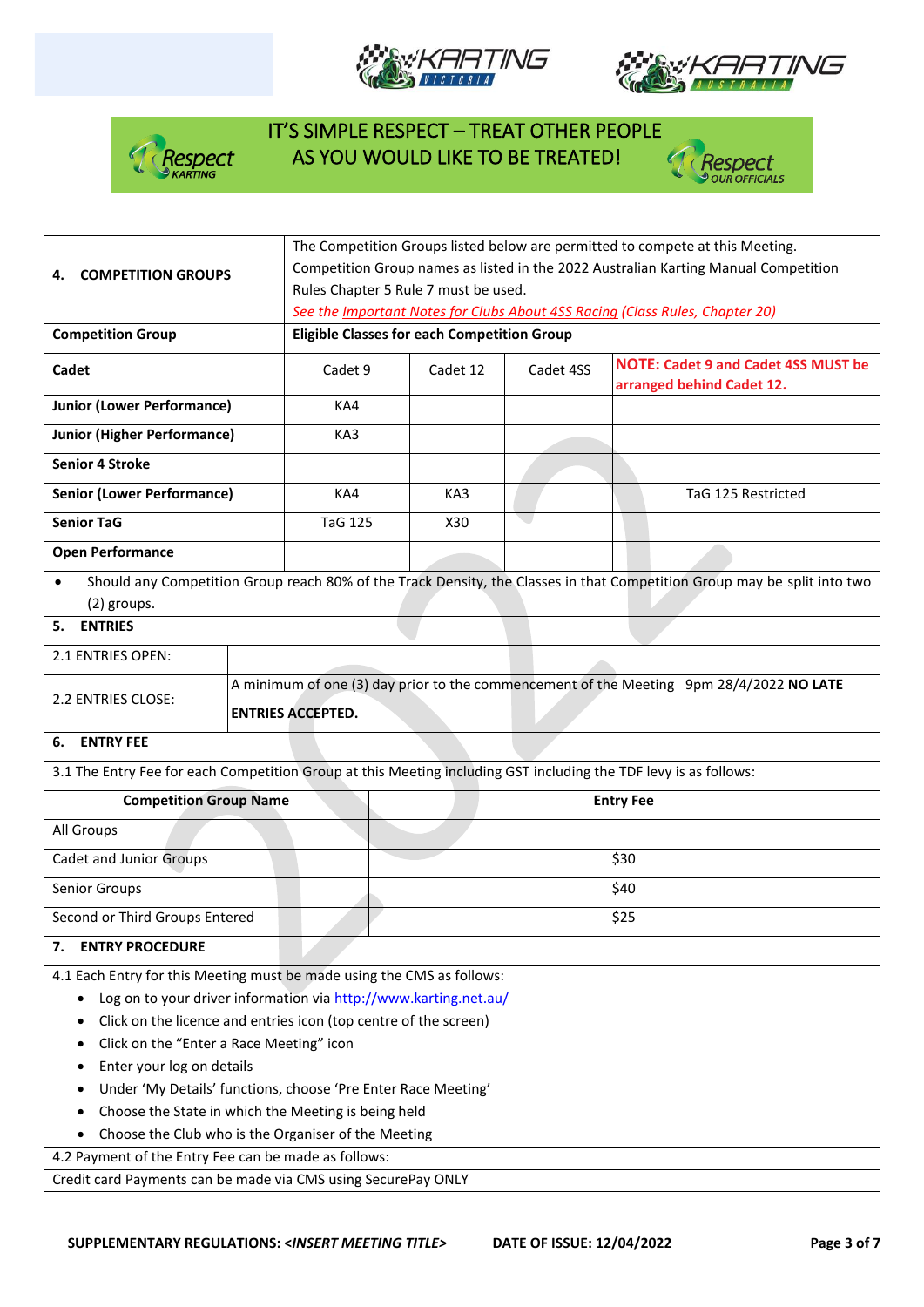IT'S SIMPLE RESPECT – TREAT OTHER PEOPLE AS YOU WOULD LIKE TO BE TREATED!

| **4. COMPETITION GROUPS** | The Competition Groups listed below are permitted to compete at this Meeting. Competition Group names as listed in the 2022 Australian Karting Manual Competition Rules Chapter 5 Rule 7 must be used. *See the Important Notes for Clubs About 4SS Racing (Class Rules, Chapter 20)* | | | |
|---|---|---|---|---|
| **Competition Group** | **Eligible Classes for each Competition Group** | | | |
| **Cadet** | Cadet 9 | Cadet 12 | Cadet 4SS | **NOTE: Cadet 9 and Cadet 4SS MUST be arranged behind Cadet 12.** |
| **Junior (Lower Performance)** | KA4 | | | |
| **Junior (Higher Performance)** | KA3 | | | |
| **Senior 4 Stroke** | | | | |
| **Senior (Lower Performance)** | KA4 | KA3 | | TaG 125 Restricted |
| **Senior TaG** | TaG 125 | X30 | | |
| **Open Performance** | | | | |

- Should any Competition Group reach 80% of the Track Density, the Classes in that Competition Group may be split into two (2) groups.

## 5. ENTRIES

| | |
|---|---|
| 2.1 ENTRIES OPEN: | |
| 2.2 ENTRIES CLOSE: | A minimum of one (3) day prior to the commencement of the Meeting 9pm 28/4/2022 **NO LATE ENTRIES ACCEPTED.** |

## 6. ENTRY FEE

3.1 The Entry Fee for each Competition Group at this Meeting including GST including the TDF levy is as follows:

| **Competition Group Name** | **Entry Fee** |
|---|---|
| All Groups | |
| Cadet and Junior Groups | $30 |
| Senior Groups | $40 |
| Second or Third Groups Entered | $25 |

## 7. ENTRY PROCEDURE

4.1 Each Entry for this Meeting must be made using the CMS as follows:

- Log on to your driver information via http://www.karting.net.au/
- Click on the licence and entries icon (top centre of the screen)
- Click on the "Enter a Race Meeting" icon
- Enter your log on details
- Under 'My Details' functions, choose 'Pre Enter Race Meeting'
- Choose the State in which the Meeting is being held
- Choose the Club who is the Organiser of the Meeting

4.2 Payment of the Entry Fee can be made as follows:

Credit card Payments can be made via CMS using SecurePay ONLY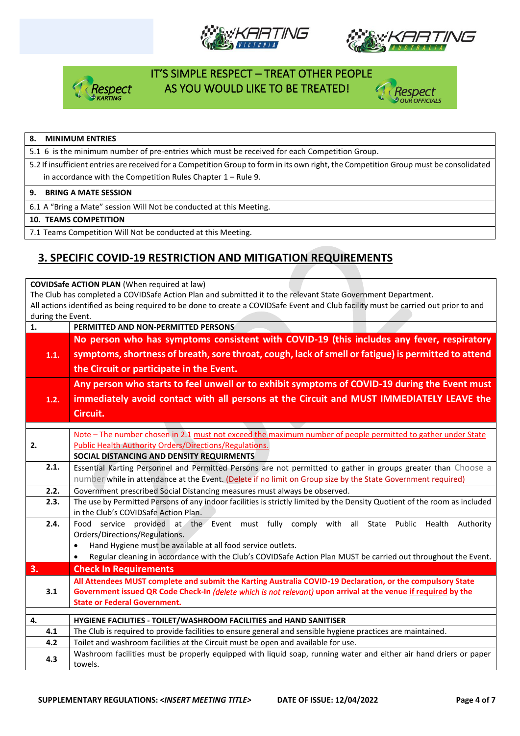IT'S SIMPLE RESPECT – TREAT OTHER PEOPLE AS YOU WOULD LIKE TO BE TREATED!

| **8. MINIMUM ENTRIES** |
|---|
| 5.1 6 is the minimum number of pre-entries which must be received for each Competition Group. |
| 5.2 If insufficient entries are received for a Competition Group to form in its own right, the Competition Group must be consolidated in accordance with the Competition Rules Chapter 1 – Rule 9. |
| **9. BRING A MATE SESSION** |
| 6.1 A "Bring a Mate" session Will Not be conducted at this Meeting. |
| **10. TEAMS COMPETITION** |
| 7.1 Teams Competition Will Not be conducted at this Meeting. |

## 3. SPECIFIC COVID-19 RESTRICTION AND MITIGATION REQUIREMENTS

**COVIDSafe ACTION PLAN** (When required at law)
The Club has completed a COVIDSafe Action Plan and submitted it to the relevant State Government Department.
All actions identified as being required to be done to create a COVIDSafe Event and Club facility must be carried out prior to and during the Event.

| **1.** | **PERMITTED AND NON-PERMITTED PERSONS** |
|---|---|
| **1.1.** | **No person who has symptoms consistent with COVID-19 (this includes any fever, respiratory symptoms, shortness of breath, sore throat, cough, lack of smell or fatigue) is permitted to attend the Circuit or participate in the Event.** |
| **1.2.** | **Any person who starts to feel unwell or to exhibit symptoms of COVID-19 during the Event must immediately avoid contact with all persons at the Circuit and MUST IMMEDIATELY LEAVE the Circuit.** |
| | |
| **2.** | Note – The number chosen in 2.1 must not exceed the maximum number of people permitted to gather under State Public Health Authority Orders/Directions/Regulations. **SOCIAL DISTANCING AND DENSITY REQUIRMENTS** |
| **2.1.** | Essential Karting Personnel and Permitted Persons are not permitted to gather in groups greater than Choose a number while in attendance at the Event. (Delete if no limit on Group size by the State Government required) |
| **2.2.** | Government prescribed Social Distancing measures must always be observed. |
| **2.3.** | The use by Permitted Persons of any indoor facilities is strictly limited by the Density Quotient of the room as included in the Club's COVIDSafe Action Plan. |
| **2.4.** | Food service provided at the Event must fully comply with all State Public Health Authority Orders/Directions/Regulations.<br>• Hand Hygiene must be available at all food service outlets.<br>• Regular cleaning in accordance with the Club's COVIDSafe Action Plan MUST be carried out throughout the Event. |
| **3.** | **Check In Requirements** |
| **3.1** | **All Attendees MUST complete and submit the Karting Australia COVID-19 Declaration, or the compulsory State Government issued QR Code Check-In *(delete which is not relevant)* upon arrival at the venue if required by the State or Federal Government.** |
| | |
| **4.** | **HYGIENE FACILITIES - TOILET/WASHROOM FACILITIES and HAND SANITISER** |
| **4.1** | The Club is required to provide facilities to ensure general and sensible hygiene practices are maintained. |
| **4.2** | Toilet and washroom facilities at the Circuit must be open and available for use. |
| **4.3** | Washroom facilities must be properly equipped with liquid soap, running water and either air hand driers or paper towels. |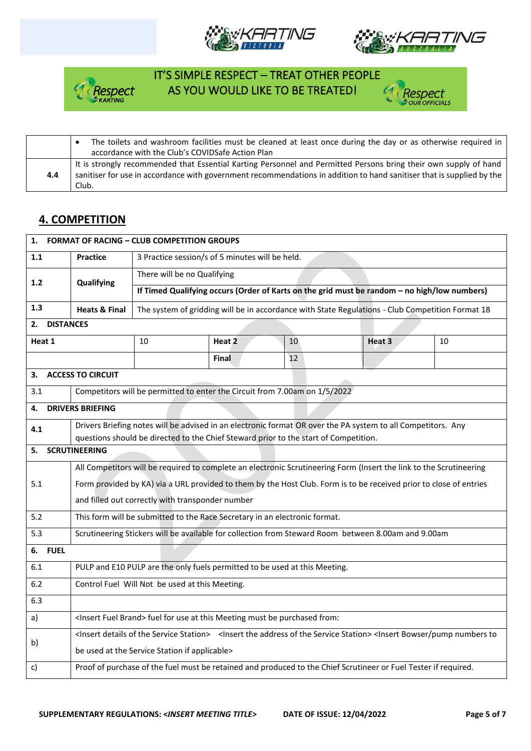IT'S SIMPLE RESPECT – TREAT OTHER PEOPLE AS YOU WOULD LIKE TO BE TREATED!

| | |
|---|---|
| | • The toilets and washroom facilities must be cleaned at least once during the day or as otherwise required in accordance with the Club's COVIDSafe Action Plan |
| 4.4 | It is strongly recommended that Essential Karting Personnel and Permitted Persons bring their own supply of hand sanitiser for use in accordance with government recommendations in addition to hand sanitiser that is supplied by the Club. |

## 4. COMPETITION

| | | | | | | |
|---|---|---|---|---|---|---|
| **1. FORMAT OF RACING – CLUB COMPETITION GROUPS** | | | | | | |
| **1.1** | **Practice** | 3 Practice session/s of 5 minutes will be held. | | | | |
| **1.2** | **Qualifying** | There will be no Qualifying | | | | |
| | | **If Timed Qualifying occurs (Order of Karts on the grid must be random – no high/low numbers)** | | | | |
| **1.3** | **Heats & Final** | The system of gridding will be in accordance with State Regulations - Club Competition Format 18 | | | | |
| **2. DISTANCES** | | | | | | |
| **Heat 1** | | 10 | **Heat 2** | 10 | **Heat 3** | 10 |
| | | | **Final** | 12 | | |
| **3. ACCESS TO CIRCUIT** | | | | | | |
| 3.1 | Competitors will be permitted to enter the Circuit from 7.00am on 1/5/2022 | | | | | |
| **4. DRIVERS BRIEFING** | | | | | | |
| **4.1** | Drivers Briefing notes will be advised in an electronic format OR over the PA system to all Competitors. Any questions should be directed to the Chief Steward prior to the start of Competition. | | | | | |
| **5. SCRUTINEERING** | | | | | | |
| 5.1 | All Competitors will be required to complete an electronic Scrutineering Form (Insert the link to the Scrutineering Form provided by KA) via a URL provided to them by the Host Club. Form is to be received prior to close of entries and filled out correctly with transponder number | | | | | |
| 5.2 | This form will be submitted to the Race Secretary in an electronic format. | | | | | |
| 5.3 | Scrutineering Stickers will be available for collection from Steward Room between 8.00am and 9.00am | | | | | |
| **6. FUEL** | | | | | | |
| 6.1 | PULP and E10 PULP are the only fuels permitted to be used at this Meeting. | | | | | |
| 6.2 | Control Fuel Will Not be used at this Meeting. | | | | | |
| 6.3 | | | | | | |
| a) | <Insert Fuel Brand> fuel for use at this Meeting must be purchased from: | | | | | |
| b) | <Insert details of the Service Station> <Insert the address of the Service Station> <Insert Bowser/pump numbers to be used at the Service Station if applicable> | | | | | |
| c) | Proof of purchase of the fuel must be retained and produced to the Chief Scrutineer or Fuel Tester if required. | | | | | |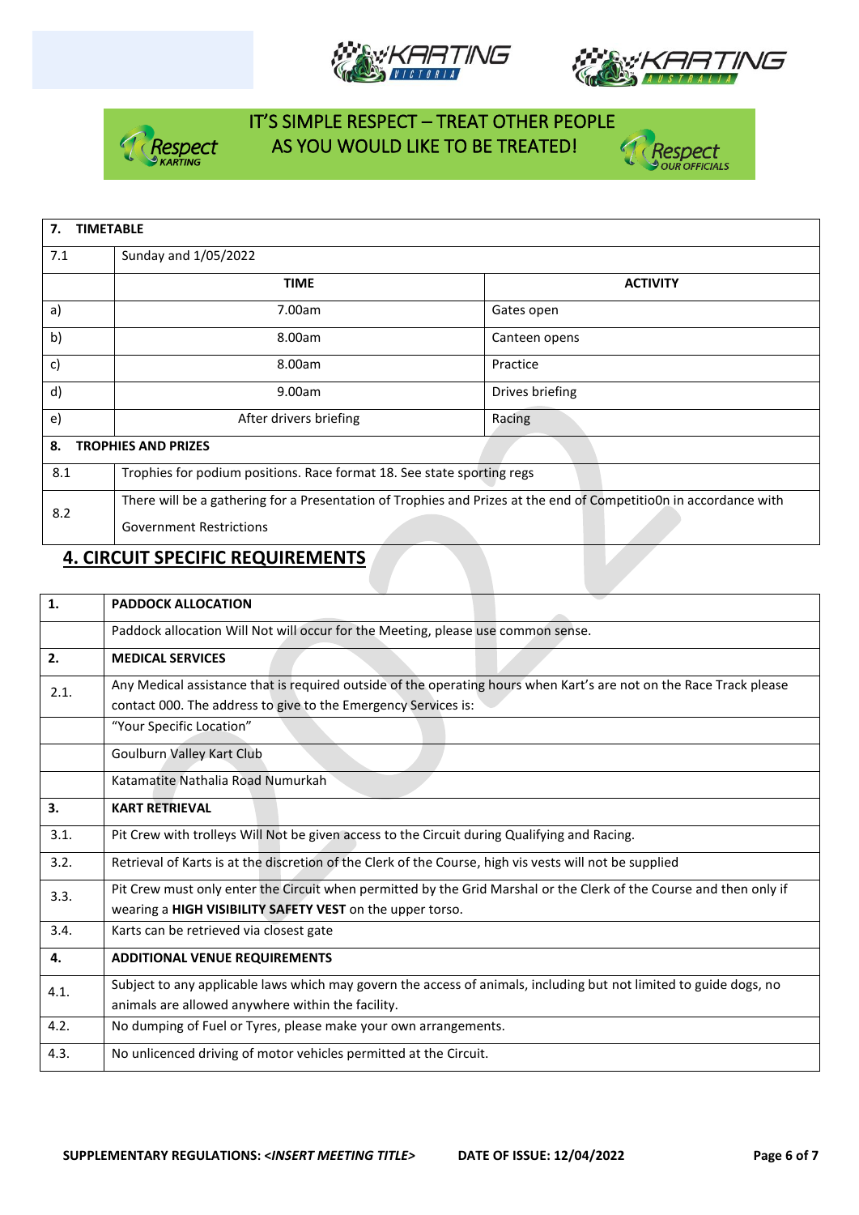IT'S SIMPLE RESPECT – TREAT OTHER PEOPLE AS YOU WOULD LIKE TO BE TREATED!

| 7. | TIMETABLE | |
|---|---|---|
| 7.1 | Sunday and 1/05/2022 | |
| | **TIME** | **ACTIVITY** |
| a) | 7.00am | Gates open |
| b) | 8.00am | Canteen opens |
| c) | 8.00am | Practice |
| d) | 9.00am | Drives briefing |
| e) | After drivers briefing | Racing |
| **8.** | **TROPHIES AND PRIZES** | |
| 8.1 | Trophies for podium positions. Race format 18. See state sporting regs | |
| 8.2 | There will be a gathering for a Presentation of Trophies and Prizes at the end of Competitio0n in accordance with Government Restrictions | |

## 4. CIRCUIT SPECIFIC REQUIREMENTS

| 1. | PADDOCK ALLOCATION |
|---|---|
| | Paddock allocation Will Not will occur for the Meeting, please use common sense. |
| **2.** | **MEDICAL SERVICES** |
| 2.1. | Any Medical assistance that is required outside of the operating hours when Kart's are not on the Race Track please contact 000. The address to give to the Emergency Services is: |
| | "Your Specific Location" |
| | Goulburn Valley Kart Club |
| | Katamatite Nathalia Road Numurkah |
| **3.** | **KART RETRIEVAL** |
| 3.1. | Pit Crew with trolleys Will Not be given access to the Circuit during Qualifying and Racing. |
| 3.2. | Retrieval of Karts is at the discretion of the Clerk of the Course, high vis vests will not be supplied |
| 3.3. | Pit Crew must only enter the Circuit when permitted by the Grid Marshal or the Clerk of the Course and then only if wearing a **HIGH VISIBILITY SAFETY VEST** on the upper torso. |
| 3.4. | Karts can be retrieved via closest gate |
| **4.** | **ADDITIONAL VENUE REQUIREMENTS** |
| 4.1. | Subject to any applicable laws which may govern the access of animals, including but not limited to guide dogs, no animals are allowed anywhere within the facility. |
| 4.2. | No dumping of Fuel or Tyres, please make your own arrangements. |
| 4.3. | No unlicenced driving of motor vehicles permitted at the Circuit. |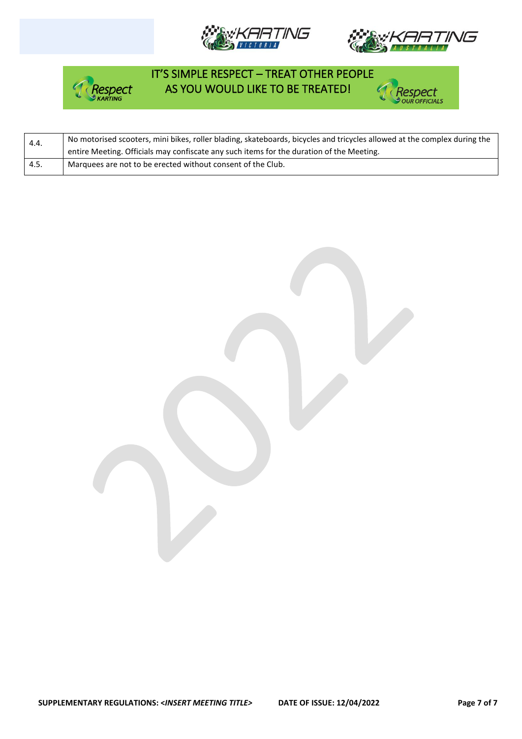IT'S SIMPLE RESPECT – TREAT OTHER PEOPLE AS YOU WOULD LIKE TO BE TREATED!

| | |
|---|---|
| 4.4. | No motorised scooters, mini bikes, roller blading, skateboards, bicycles and tricycles allowed at the complex during the entire Meeting. Officials may confiscate any such items for the duration of the Meeting. |
| 4.5. | Marquees are not to be erected without consent of the Club. |